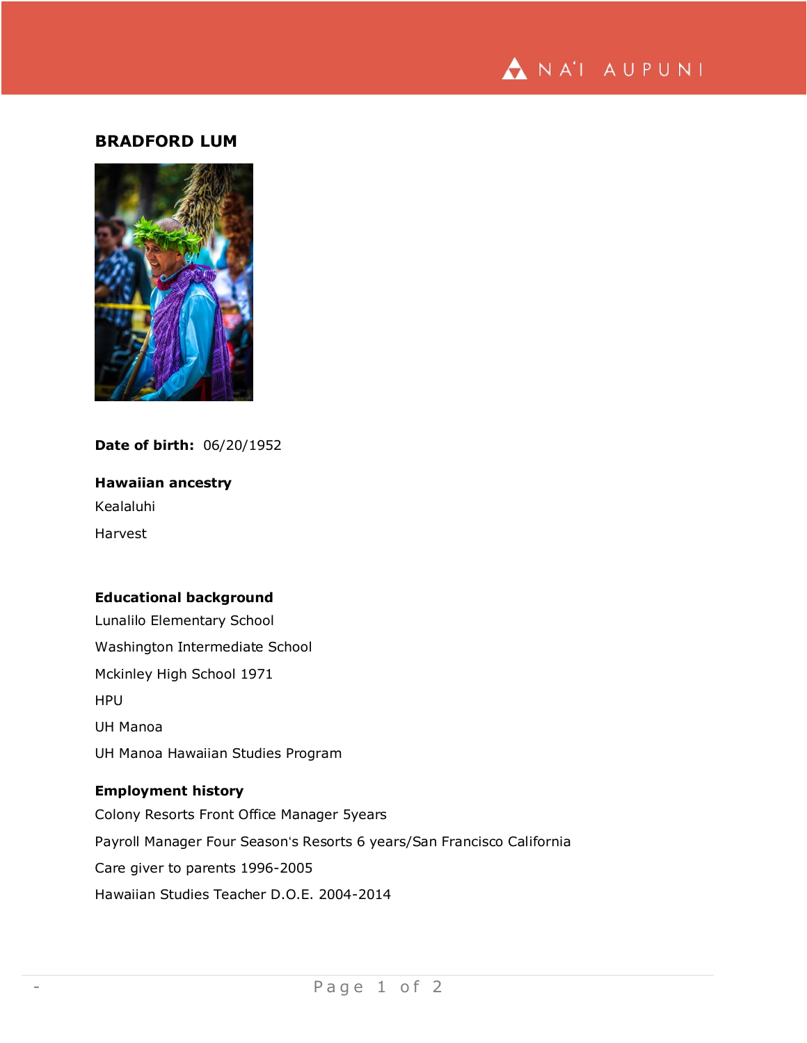# BRADFORD LUM

**Date of birth:** 06/20/1952

**Hawaiian ancestry**

Kealaluhi

Harvest

**Educational background**

Lunalilo Elementary School

Washington Intermediate School

Mckinley High School 1971

HPU

UH Manoa

UH Manoa Hawaiian Studies Program

**Employment history**

Colony Resorts Front Office Manager 5years

Payroll Manager Four Season's Resorts 6 years/San Francisco California

Care giver to parents 1996-2005

Hawaiian Studies Teacher D.O.E. 2004-2014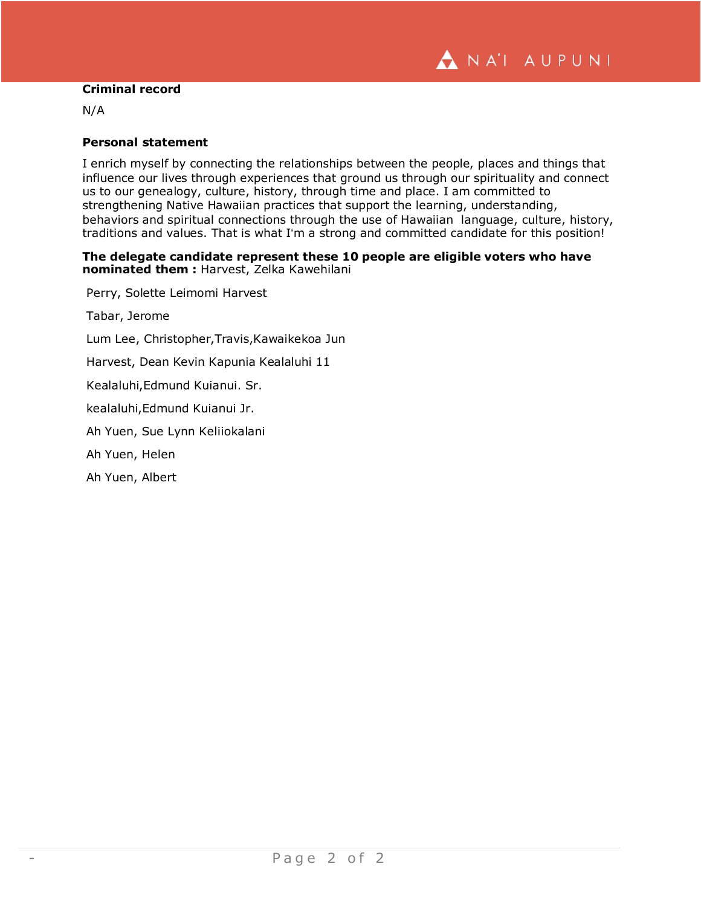**Criminal record**

N/A

**Personal statement**

I enrich myself by connecting the relationships between the people, places and things that influence our lives through experiences that ground us through our spirituality and connect us to our genealogy, culture, history, through time and place. I am committed to strengthening Native Hawaiian practices that support the learning, understanding, behaviors and spiritual connections through the use of Hawaiian language, culture, history, traditions and values. That is what I'm a strong and committed candidate for this position!

**The delegate candidate represent these 10 people are eligible voters who have nominated them :** Harvest, Zelka Kawehilani

Perry, Solette Leimomi Harvest

Tabar, Jerome

Lum Lee, Christopher,Travis,Kawaikekoa Jun

Harvest, Dean Kevin Kapunia Kealaluhi 11

Kealaluhi,Edmund Kuianui. Sr.

kealaluhi,Edmund Kuianui Jr.

Ah Yuen, Sue Lynn Keliiokalani

Ah Yuen, Helen

Ah Yuen, Albert